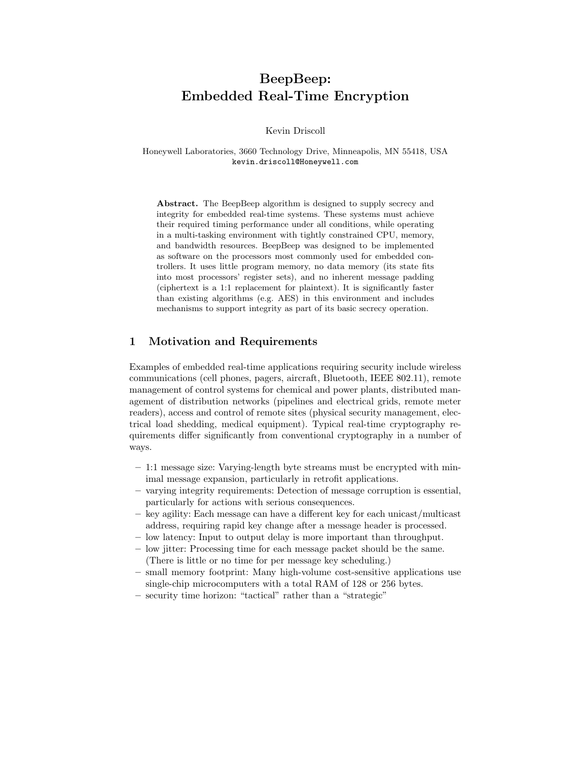# BeepBeep: Embedded Real-Time Encryption

Kevin Driscoll

Honeywell Laboratories, 3660 Technology Drive, Minneapolis, MN 55418, USA
kevin.driscoll@Honeywell.com

**Abstract.** The BeepBeep algorithm is designed to supply secrecy and integrity for embedded real-time systems. These systems must achieve their required timing performance under all conditions, while operating in a multi-tasking environment with tightly constrained CPU, memory, and bandwidth resources. BeepBeep was designed to be implemented as software on the processors most commonly used for embedded controllers. It uses little program memory, no data memory (its state fits into most processors' register sets), and no inherent message padding (ciphertext is a 1:1 replacement for plaintext). It is significantly faster than existing algorithms (e.g. AES) in this environment and includes mechanisms to support integrity as part of its basic secrecy operation.

## 1 Motivation and Requirements

Examples of embedded real-time applications requiring security include wireless communications (cell phones, pagers, aircraft, Bluetooth, IEEE 802.11), remote management of control systems for chemical and power plants, distributed management of distribution networks (pipelines and electrical grids, remote meter readers), access and control of remote sites (physical security management, electrical load shedding, medical equipment). Typical real-time cryptography requirements differ significantly from conventional cryptography in a number of ways.

- 1:1 message size: Varying-length byte streams must be encrypted with minimal message expansion, particularly in retrofit applications.
- varying integrity requirements: Detection of message corruption is essential, particularly for actions with serious consequences.
- key agility: Each message can have a different key for each unicast/multicast address, requiring rapid key change after a message header is processed.
- low latency: Input to output delay is more important than throughput.
- low jitter: Processing time for each message packet should be the same. (There is little or no time for per message key scheduling.)
- small memory footprint: Many high-volume cost-sensitive applications use single-chip microcomputers with a total RAM of 128 or 256 bytes.
- security time horizon: "tactical" rather than a "strategic"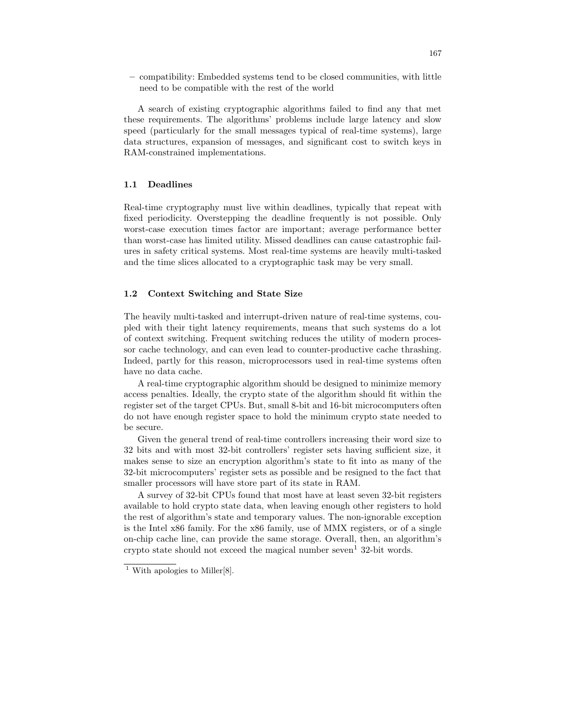– compatibility: Embedded systems tend to be closed communities, with little need to be compatible with the rest of the world

A search of existing cryptographic algorithms failed to find any that met these requirements. The algorithms' problems include large latency and slow speed (particularly for the small messages typical of real-time systems), large data structures, expansion of messages, and significant cost to switch keys in RAM-constrained implementations.

### 1.1 Deadlines

Real-time cryptography must live within deadlines, typically that repeat with fixed periodicity. Overstepping the deadline frequently is not possible. Only worst-case execution times factor are important; average performance better than worst-case has limited utility. Missed deadlines can cause catastrophic failures in safety critical systems. Most real-time systems are heavily multi-tasked and the time slices allocated to a cryptographic task may be very small.

### 1.2 Context Switching and State Size

The heavily multi-tasked and interrupt-driven nature of real-time systems, coupled with their tight latency requirements, means that such systems do a lot of context switching. Frequent switching reduces the utility of modern processor cache technology, and can even lead to counter-productive cache thrashing. Indeed, partly for this reason, microprocessors used in real-time systems often have no data cache.

A real-time cryptographic algorithm should be designed to minimize memory access penalties. Ideally, the crypto state of the algorithm should fit within the register set of the target CPUs. But, small 8-bit and 16-bit microcomputers often do not have enough register space to hold the minimum crypto state needed to be secure.

Given the general trend of real-time controllers increasing their word size to 32 bits and with most 32-bit controllers' register sets having sufficient size, it makes sense to size an encryption algorithm's state to fit into as many of the 32-bit microcomputers' register sets as possible and be resigned to the fact that smaller processors will have store part of its state in RAM.

A survey of 32-bit CPUs found that most have at least seven 32-bit registers available to hold crypto state data, when leaving enough other registers to hold the rest of algorithm's state and temporary values. The non-ignorable exception is the Intel x86 family. For the x86 family, use of MMX registers, or of a single on-chip cache line, can provide the same storage. Overall, then, an algorithm's crypto state should not exceed the magical number seven[1] 32-bit words.

[1] With apologies to Miller[8].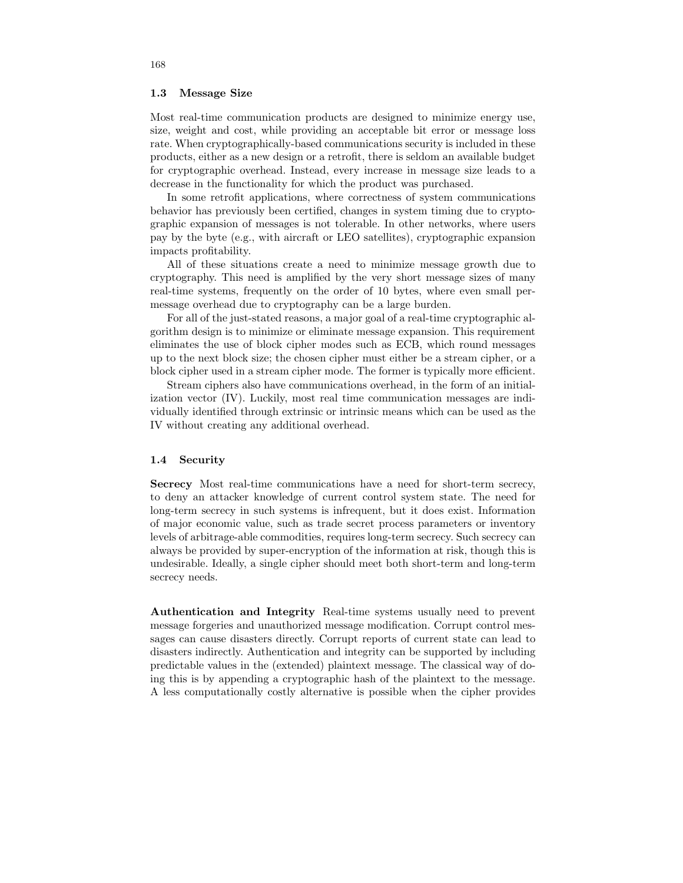### 1.3 Message Size

Most real-time communication products are designed to minimize energy use, size, weight and cost, while providing an acceptable bit error or message loss rate. When cryptographically-based communications security is included in these products, either as a new design or a retrofit, there is seldom an available budget for cryptographic overhead. Instead, every increase in message size leads to a decrease in the functionality for which the product was purchased.

In some retrofit applications, where correctness of system communications behavior has previously been certified, changes in system timing due to cryptographic expansion of messages is not tolerable. In other networks, where users pay by the byte (e.g., with aircraft or LEO satellites), cryptographic expansion impacts profitability.

All of these situations create a need to minimize message growth due to cryptography. This need is amplified by the very short message sizes of many real-time systems, frequently on the order of 10 bytes, where even small per-message overhead due to cryptography can be a large burden.

For all of the just-stated reasons, a major goal of a real-time cryptographic algorithm design is to minimize or eliminate message expansion. This requirement eliminates the use of block cipher modes such as ECB, which round messages up to the next block size; the chosen cipher must either be a stream cipher, or a block cipher used in a stream cipher mode. The former is typically more efficient.

Stream ciphers also have communications overhead, in the form of an initialization vector (IV). Luckily, most real time communication messages are individually identified through extrinsic or intrinsic means which can be used as the IV without creating any additional overhead.

### 1.4 Security

**Secrecy** Most real-time communications have a need for short-term secrecy, to deny an attacker knowledge of current control system state. The need for long-term secrecy in such systems is infrequent, but it does exist. Information of major economic value, such as trade secret process parameters or inventory levels of arbitrage-able commodities, requires long-term secrecy. Such secrecy can always be provided by super-encryption of the information at risk, though this is undesirable. Ideally, a single cipher should meet both short-term and long-term secrecy needs.

**Authentication and Integrity** Real-time systems usually need to prevent message forgeries and unauthorized message modification. Corrupt control messages can cause disasters directly. Corrupt reports of current state can lead to disasters indirectly. Authentication and integrity can be supported by including predictable values in the (extended) plaintext message. The classical way of doing this is by appending a cryptographic hash of the plaintext to the message. A less computationally costly alternative is possible when the cipher provides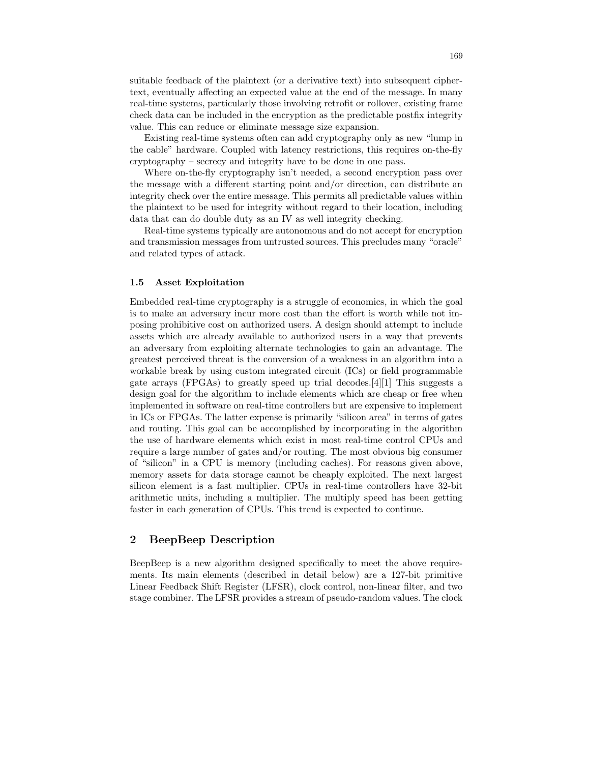suitable feedback of the plaintext (or a derivative text) into subsequent ciphertext, eventually affecting an expected value at the end of the message. In many real-time systems, particularly those involving retrofit or rollover, existing frame check data can be included in the encryption as the predictable postfix integrity value. This can reduce or eliminate message size expansion.

Existing real-time systems often can add cryptography only as new "lump in the cable" hardware. Coupled with latency restrictions, this requires on-the-fly cryptography – secrecy and integrity have to be done in one pass.

Where on-the-fly cryptography isn't needed, a second encryption pass over the message with a different starting point and/or direction, can distribute an integrity check over the entire message. This permits all predictable values within the plaintext to be used for integrity without regard to their location, including data that can do double duty as an IV as well integrity checking.

Real-time systems typically are autonomous and do not accept for encryption and transmission messages from untrusted sources. This precludes many "oracle" and related types of attack.

### 1.5 Asset Exploitation

Embedded real-time cryptography is a struggle of economics, in which the goal is to make an adversary incur more cost than the effort is worth while not imposing prohibitive cost on authorized users. A design should attempt to include assets which are already available to authorized users in a way that prevents an adversary from exploiting alternate technologies to gain an advantage. The greatest perceived threat is the conversion of a weakness in an algorithm into a workable break by using custom integrated circuit (ICs) or field programmable gate arrays (FPGAs) to greatly speed up trial decodes.[4][1] This suggests a design goal for the algorithm to include elements which are cheap or free when implemented in software on real-time controllers but are expensive to implement in ICs or FPGAs. The latter expense is primarily "silicon area" in terms of gates and routing. This goal can be accomplished by incorporating in the algorithm the use of hardware elements which exist in most real-time control CPUs and require a large number of gates and/or routing. The most obvious big consumer of "silicon" in a CPU is memory (including caches). For reasons given above, memory assets for data storage cannot be cheaply exploited. The next largest silicon element is a fast multiplier. CPUs in real-time controllers have 32-bit arithmetic units, including a multiplier. The multiply speed has been getting faster in each generation of CPUs. This trend is expected to continue.

## 2 BeepBeep Description

BeepBeep is a new algorithm designed specifically to meet the above requirements. Its main elements (described in detail below) are a 127-bit primitive Linear Feedback Shift Register (LFSR), clock control, non-linear filter, and two stage combiner. The LFSR provides a stream of pseudo-random values. The clock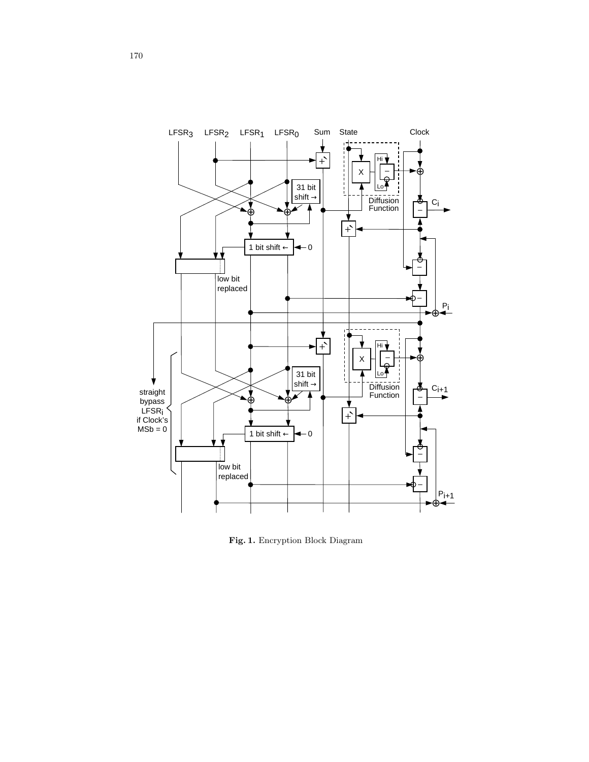Fig. 1. Encryption Block Diagram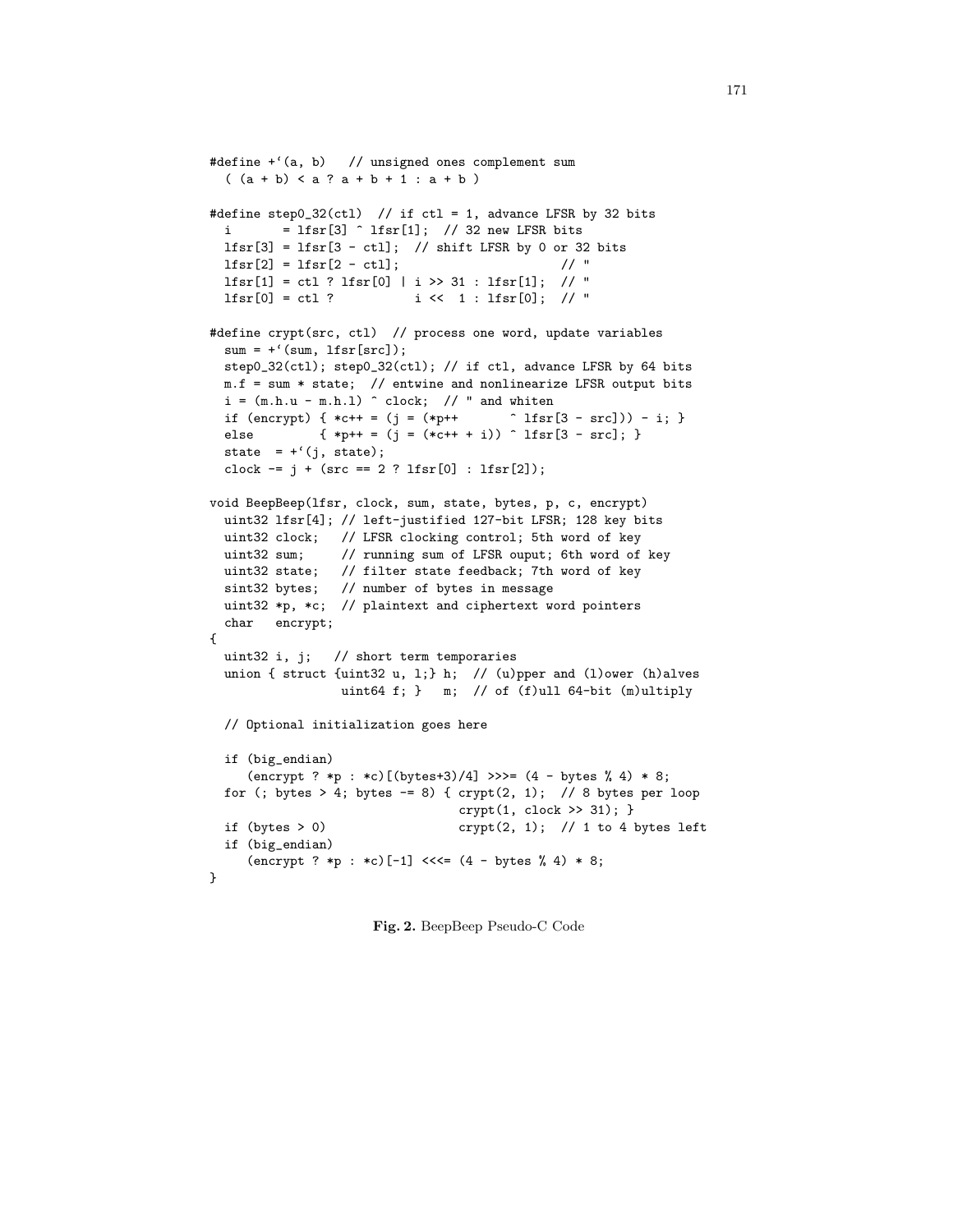```
#define +`(a, b)   // unsigned ones complement sum
  ( (a + b) < a ? a + b + 1 : a + b )

#define step0_32(ctl)  // if ctl = 1, advance LFSR by 32 bits
  i       = lfsr[3] ^ lfsr[1];  // 32 new LFSR bits
  lfsr[3] = lfsr[3 - ctl];  // shift LFSR by 0 or 32 bits
  lfsr[2] = lfsr[2 - ctl];                      // "
  lfsr[1] = ctl ? lfsr[0] | i >> 31 : lfsr[1];  // "
  lfsr[0] = ctl ?           i <<  1 : lfsr[0];  // "

#define crypt(src, ctl)  // process one word, update variables
  sum = +`(sum, lfsr[src]);
  step0_32(ctl); step0_32(ctl); // if ctl, advance LFSR by 64 bits
  m.f = sum * state;  // entwine and nonlinearize LFSR output bits
  i = (m.h.u - m.h.l) ^ clock;  // " and whiten
  if (encrypt) { *c++ = (j = (*p++       ^ lfsr[3 - src])) - i; }
  else         { *p++ = (j = (*c++ + i)) ^ lfsr[3 - src]; }
  state  = +`(j, state);
  clock -= j + (src == 2 ? lfsr[0] : lfsr[2]);

void BeepBeep(lfsr, clock, sum, state, bytes, p, c, encrypt)
  uint32 lfsr[4]; // left-justified 127-bit LFSR; 128 key bits
  uint32 clock;   // LFSR clocking control; 5th word of key
  uint32 sum;     // running sum of LFSR ouput; 6th word of key
  uint32 state;   // filter state feedback; 7th word of key
  sint32 bytes;   // number of bytes in message
  uint32 *p, *c;  // plaintext and ciphertext word pointers
  char   encrypt;
{
  uint32 i, j;   // short term temporaries
  union { struct {uint32 u, l;} h;  // (u)pper and (l)ower (h)alves
                 uint64 f; }   m;  // of (f)ull 64-bit (m)ultiply

  // Optional initialization goes here

  if (big_endian)
     (encrypt ? *p : *c)[(bytes+3)/4] >>>= (4 - bytes % 4) * 8;
  for (; bytes > 4; bytes -= 8) { crypt(2, 1);  // 8 bytes per loop
                                  crypt(1, clock >> 31); }
  if (bytes > 0)                  crypt(2, 1);  // 1 to 4 bytes left
  if (big_endian)
     (encrypt ? *p : *c)[-1] <<<= (4 - bytes % 4) * 8;
}
```

**Fig. 2.** BeepBeep Pseudo-C Code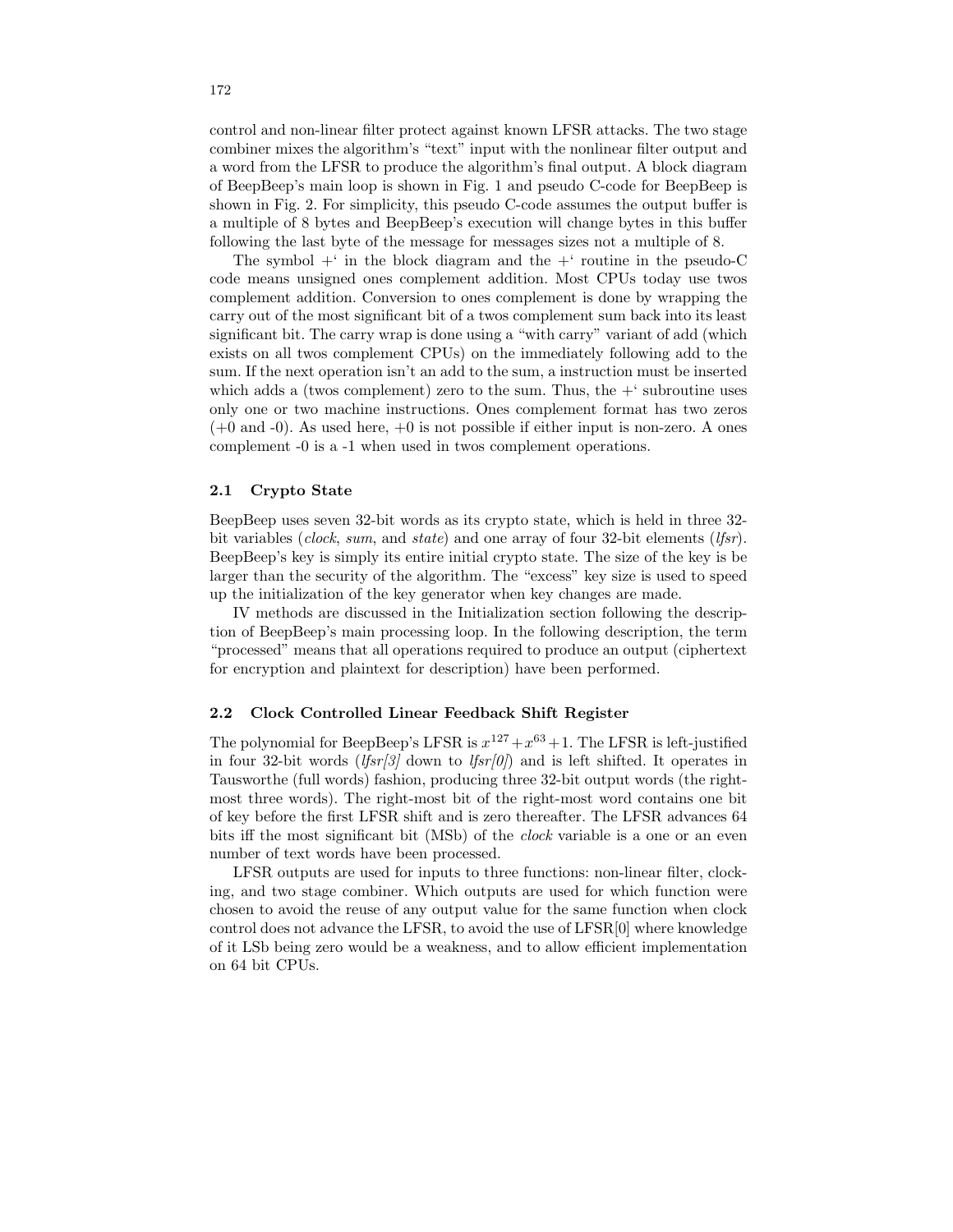control and non-linear filter protect against known LFSR attacks. The two stage combiner mixes the algorithm's "text" input with the nonlinear filter output and a word from the LFSR to produce the algorithm's final output. A block diagram of BeepBeep's main loop is shown in Fig. 1 and pseudo C-code for BeepBeep is shown in Fig. 2. For simplicity, this pseudo C-code assumes the output buffer is a multiple of 8 bytes and BeepBeep's execution will change bytes in this buffer following the last byte of the message for messages sizes not a multiple of 8.

The symbol +' in the block diagram and the +' routine in the pseudo-C code means unsigned ones complement addition. Most CPUs today use twos complement addition. Conversion to ones complement is done by wrapping the carry out of the most significant bit of a twos complement sum back into its least significant bit. The carry wrap is done using a "with carry" variant of add (which exists on all twos complement CPUs) on the immediately following add to the sum. If the next operation isn't an add to the sum, a instruction must be inserted which adds a (twos complement) zero to the sum. Thus, the +' subroutine uses only one or two machine instructions. Ones complement format has two zeros (+0 and -0). As used here, +0 is not possible if either input is non-zero. A ones complement -0 is a -1 when used in twos complement operations.

### 2.1 Crypto State

BeepBeep uses seven 32-bit words as its crypto state, which is held in three 32-bit variables (*clock*, *sum*, and *state*) and one array of four 32-bit elements (*lfsr*). BeepBeep's key is simply its entire initial crypto state. The size of the key is be larger than the security of the algorithm. The "excess" key size is used to speed up the initialization of the key generator when key changes are made.

IV methods are discussed in the Initialization section following the description of BeepBeep's main processing loop. In the following description, the term "processed" means that all operations required to produce an output (ciphertext for encryption and plaintext for description) have been performed.

### 2.2 Clock Controlled Linear Feedback Shift Register

The polynomial for BeepBeep's LFSR is $x^{127}+x^{63}+1$. The LFSR is left-justified in four 32-bit words (*lfsr[3]* down to *lfsr[0]*) and is left shifted. It operates in Tausworthe (full words) fashion, producing three 32-bit output words (the right-most three words). The right-most bit of the right-most word contains one bit of key before the first LFSR shift and is zero thereafter. The LFSR advances 64 bits iff the most significant bit (MSb) of the *clock* variable is a one or an even number of text words have been processed.

LFSR outputs are used for inputs to three functions: non-linear filter, clocking, and two stage combiner. Which outputs are used for which function were chosen to avoid the reuse of any output value for the same function when clock control does not advance the LFSR, to avoid the use of LFSR[0] where knowledge of it LSb being zero would be a weakness, and to allow efficient implementation on 64 bit CPUs.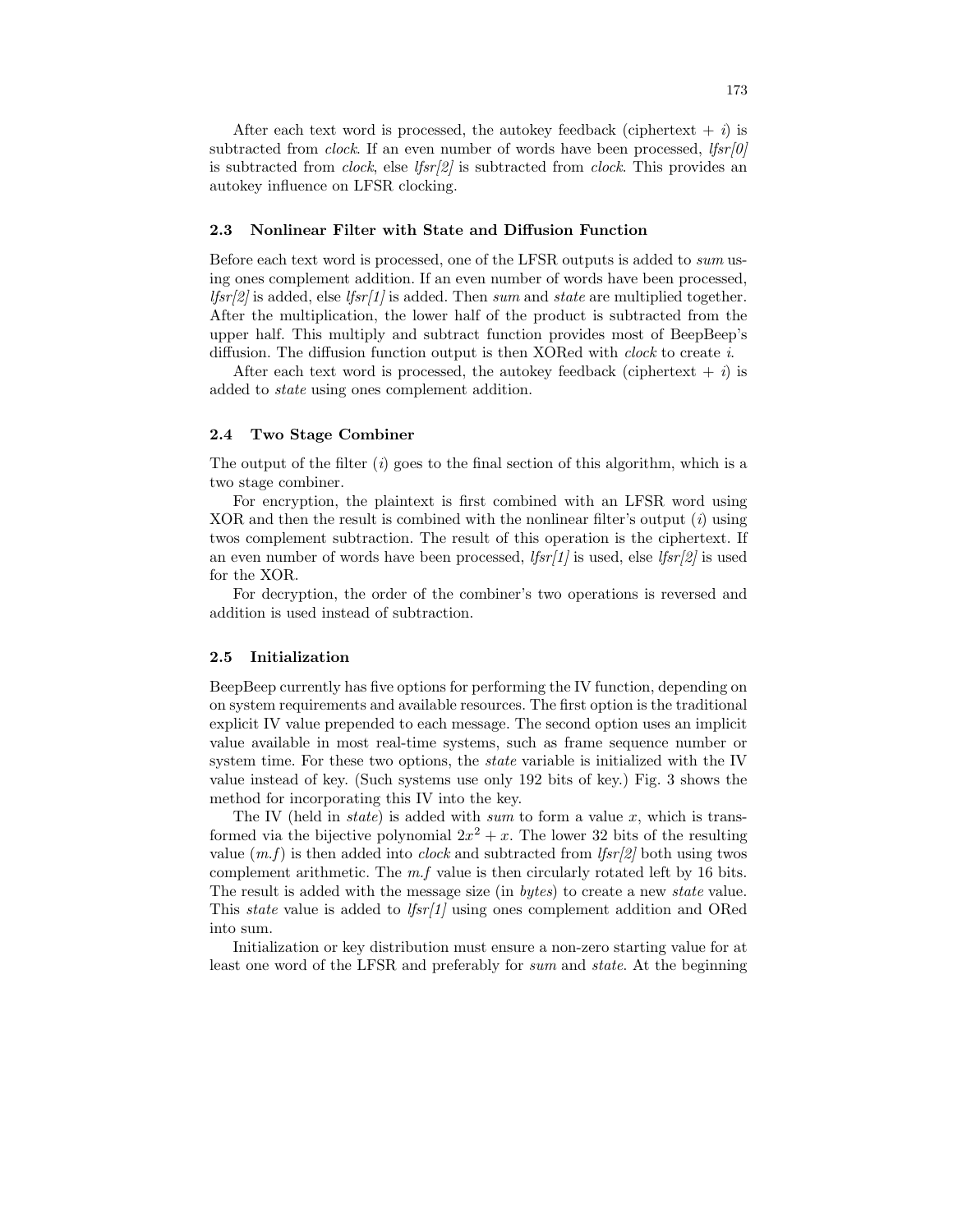After each text word is processed, the autokey feedback (ciphertext + $i$) is subtracted from *clock*. If an even number of words have been processed, *lfsr[0]* is subtracted from *clock*, else *lfsr[2]* is subtracted from *clock*. This provides an autokey influence on LFSR clocking.

### 2.3 Nonlinear Filter with State and Diffusion Function

Before each text word is processed, one of the LFSR outputs is added to *sum* using ones complement addition. If an even number of words have been processed, *lfsr[2]* is added, else *lfsr[1]* is added. Then *sum* and *state* are multiplied together. After the multiplication, the lower half of the product is subtracted from the upper half. This multiply and subtract function provides most of BeepBeep's diffusion. The diffusion function output is then XORed with *clock* to create $i$.

After each text word is processed, the autokey feedback (ciphertext + $i$) is added to *state* using ones complement addition.

### 2.4 Two Stage Combiner

The output of the filter ($i$) goes to the final section of this algorithm, which is a two stage combiner.

For encryption, the plaintext is first combined with an LFSR word using XOR and then the result is combined with the nonlinear filter's output ($i$) using twos complement subtraction. The result of this operation is the ciphertext. If an even number of words have been processed, *lfsr[1]* is used, else *lfsr[2]* is used for the XOR.

For decryption, the order of the combiner's two operations is reversed and addition is used instead of subtraction.

### 2.5 Initialization

BeepBeep currently has five options for performing the IV function, depending on on system requirements and available resources. The first option is the traditional explicit IV value prepended to each message. The second option uses an implicit value available in most real-time systems, such as frame sequence number or system time. For these two options, the *state* variable is initialized with the IV value instead of key. (Such systems use only 192 bits of key.) Fig. 3 shows the method for incorporating this IV into the key.

The IV (held in *state*) is added with *sum* to form a value $x$, which is transformed via the bijective polynomial $2x^2 + x$. The lower 32 bits of the resulting value ($m.f$) is then added into *clock* and subtracted from *lfsr[2]* both using twos complement arithmetic. The $m.f$ value is then circularly rotated left by 16 bits. The result is added with the message size (in *bytes*) to create a new *state* value. This *state* value is added to *lfsr[1]* using ones complement addition and ORed into sum.

Initialization or key distribution must ensure a non-zero starting value for at least one word of the LFSR and preferably for *sum* and *state*. At the beginning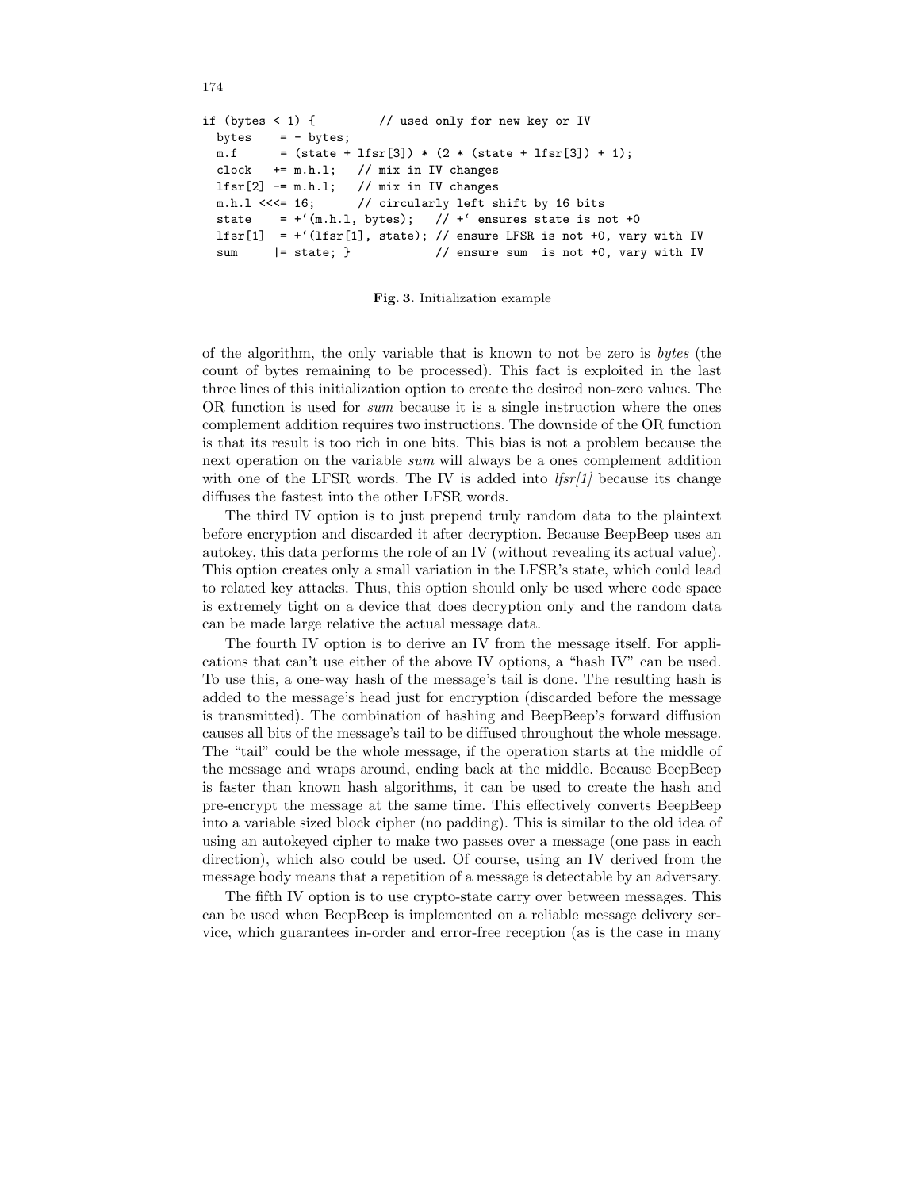```
if (bytes < 1) {         // used only for new key or IV
  bytes    = - bytes;
  m.f      = (state + lfsr[3]) * (2 * (state + lfsr[3]) + 1);
  clock   += m.h.l;   // mix in IV changes
  lfsr[2] -= m.h.l;   // mix in IV changes
  m.h.l <<<= 16;      // circularly left shift by 16 bits
  state    = +`(m.h.l, bytes);   // +` ensures state is not +0
  lfsr[1]  = +`(lfsr[1], state); // ensure LFSR is not +0, vary with IV
  sum     |= state; }            // ensure sum  is not +0, vary with IV
```

**Fig. 3.** Initialization example

of the algorithm, the only variable that is known to not be zero is *bytes* (the count of bytes remaining to be processed). This fact is exploited in the last three lines of this initialization option to create the desired non-zero values. The OR function is used for *sum* because it is a single instruction where the ones complement addition requires two instructions. The downside of the OR function is that its result is too rich in one bits. This bias is not a problem because the next operation on the variable *sum* will always be a ones complement addition with one of the LFSR words. The IV is added into *lfsr[1]* because its change diffuses the fastest into the other LFSR words.

The third IV option is to just prepend truly random data to the plaintext before encryption and discarded it after decryption. Because BeepBeep uses an autokey, this data performs the role of an IV (without revealing its actual value). This option creates only a small variation in the LFSR's state, which could lead to related key attacks. Thus, this option should only be used where code space is extremely tight on a device that does decryption only and the random data can be made large relative the actual message data.

The fourth IV option is to derive an IV from the message itself. For applications that can't use either of the above IV options, a "hash IV" can be used. To use this, a one-way hash of the message's tail is done. The resulting hash is added to the message's head just for encryption (discarded before the message is transmitted). The combination of hashing and BeepBeep's forward diffusion causes all bits of the message's tail to be diffused throughout the whole message. The "tail" could be the whole message, if the operation starts at the middle of the message and wraps around, ending back at the middle. Because BeepBeep is faster than known hash algorithms, it can be used to create the hash and pre-encrypt the message at the same time. This effectively converts BeepBeep into a variable sized block cipher (no padding). This is similar to the old idea of using an autokeyed cipher to make two passes over a message (one pass in each direction), which also could be used. Of course, using an IV derived from the message body means that a repetition of a message is detectable by an adversary.

The fifth IV option is to use crypto-state carry over between messages. This can be used when BeepBeep is implemented on a reliable message delivery service, which guarantees in-order and error-free reception (as is the case in many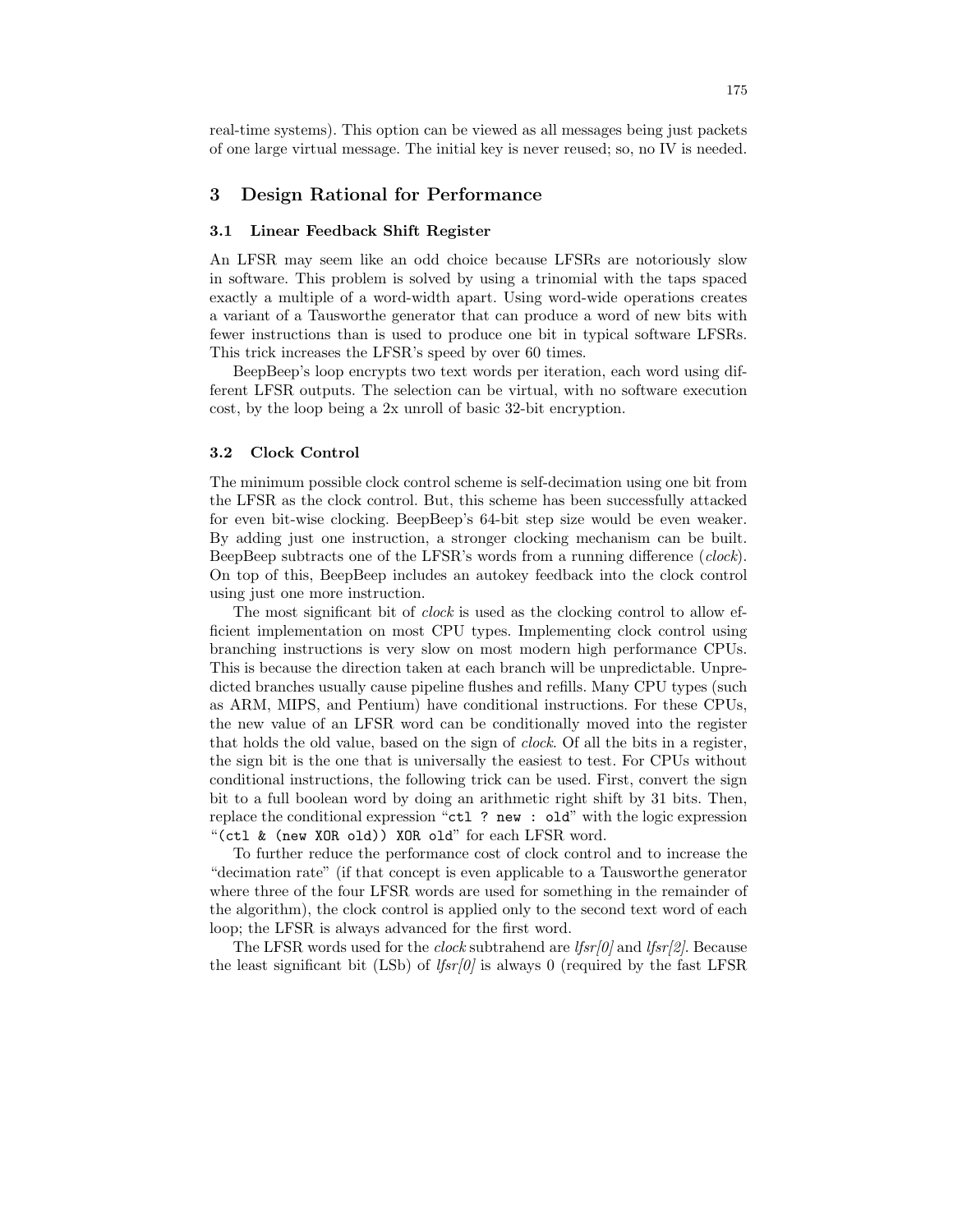real-time systems). This option can be viewed as all messages being just packets of one large virtual message. The initial key is never reused; so, no IV is needed.

## 3 Design Rational for Performance

### 3.1 Linear Feedback Shift Register

An LFSR may seem like an odd choice because LFSRs are notoriously slow in software. This problem is solved by using a trinomial with the taps spaced exactly a multiple of a word-width apart. Using word-wide operations creates a variant of a Tausworthe generator that can produce a word of new bits with fewer instructions than is used to produce one bit in typical software LFSRs. This trick increases the LFSR's speed by over 60 times.

BeepBeep's loop encrypts two text words per iteration, each word using different LFSR outputs. The selection can be virtual, with no software execution cost, by the loop being a 2x unroll of basic 32-bit encryption.

### 3.2 Clock Control

The minimum possible clock control scheme is self-decimation using one bit from the LFSR as the clock control. But, this scheme has been successfully attacked for even bit-wise clocking. BeepBeep's 64-bit step size would be even weaker. By adding just one instruction, a stronger clocking mechanism can be built. BeepBeep subtracts one of the LFSR's words from a running difference (*clock*). On top of this, BeepBeep includes an autokey feedback into the clock control using just one more instruction.

The most significant bit of *clock* is used as the clocking control to allow efficient implementation on most CPU types. Implementing clock control using branching instructions is very slow on most modern high performance CPUs. This is because the direction taken at each branch will be unpredictable. Unpredicted branches usually cause pipeline flushes and refills. Many CPU types (such as ARM, MIPS, and Pentium) have conditional instructions. For these CPUs, the new value of an LFSR word can be conditionally moved into the register that holds the old value, based on the sign of *clock*. Of all the bits in a register, the sign bit is the one that is universally the easiest to test. For CPUs without conditional instructions, the following trick can be used. First, convert the sign bit to a full boolean word by doing an arithmetic right shift by 31 bits. Then, replace the conditional expression "`ctl ? new : old`" with the logic expression "`(ctl & (new XOR old)) XOR old`" for each LFSR word.

To further reduce the performance cost of clock control and to increase the "decimation rate" (if that concept is even applicable to a Tausworthe generator where three of the four LFSR words are used for something in the remainder of the algorithm), the clock control is applied only to the second text word of each loop; the LFSR is always advanced for the first word.

The LFSR words used for the *clock* subtrahend are *lfsr[0]* and *lfsr[2]*. Because the least significant bit (LSb) of *lfsr[0]* is always 0 (required by the fast LFSR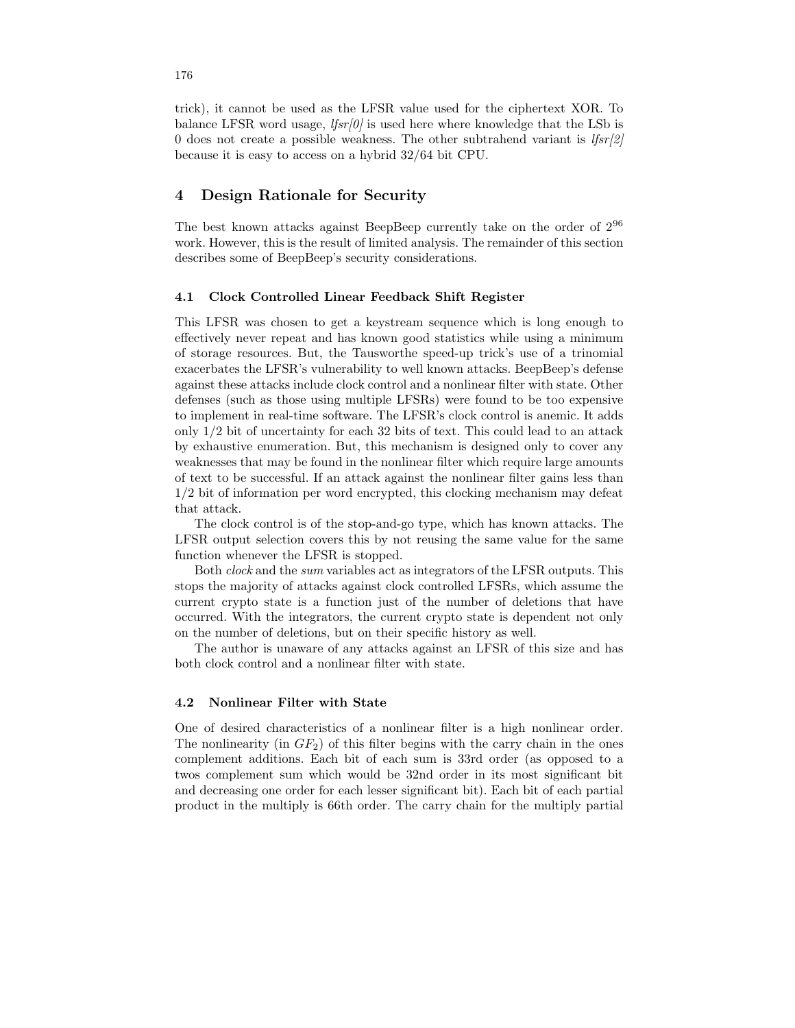trick), it cannot be used as the LFSR value used for the ciphertext XOR. To balance LFSR word usage, *lfsr[0]* is used here where knowledge that the LSb is 0 does not create a possible weakness. The other subtrahend variant is *lfsr[2]* because it is easy to access on a hybrid 32/64 bit CPU.

## 4 Design Rationale for Security

The best known attacks against BeepBeep currently take on the order of $2^{96}$ work. However, this is the result of limited analysis. The remainder of this section describes some of BeepBeep's security considerations.

### 4.1 Clock Controlled Linear Feedback Shift Register

This LFSR was chosen to get a keystream sequence which is long enough to effectively never repeat and has known good statistics while using a minimum of storage resources. But, the Tausworthe speed-up trick's use of a trinomial exacerbates the LFSR's vulnerability to well known attacks. BeepBeep's defense against these attacks include clock control and a nonlinear filter with state. Other defenses (such as those using multiple LFSRs) were found to be too expensive to implement in real-time software. The LFSR's clock control is anemic. It adds only 1/2 bit of uncertainty for each 32 bits of text. This could lead to an attack by exhaustive enumeration. But, this mechanism is designed only to cover any weaknesses that may be found in the nonlinear filter which require large amounts of text to be successful. If an attack against the nonlinear filter gains less than 1/2 bit of information per word encrypted, this clocking mechanism may defeat that attack.

The clock control is of the stop-and-go type, which has known attacks. The LFSR output selection covers this by not reusing the same value for the same function whenever the LFSR is stopped.

Both *clock* and the *sum* variables act as integrators of the LFSR outputs. This stops the majority of attacks against clock controlled LFSRs, which assume the current crypto state is a function just of the number of deletions that have occurred. With the integrators, the current crypto state is dependent not only on the number of deletions, but on their specific history as well.

The author is unaware of any attacks against an LFSR of this size and has both clock control and a nonlinear filter with state.

### 4.2 Nonlinear Filter with State

One of desired characteristics of a nonlinear filter is a high nonlinear order. The nonlinearity (in $GF_2$) of this filter begins with the carry chain in the ones complement additions. Each bit of each sum is 33rd order (as opposed to a twos complement sum which would be 32nd order in its most significant bit and decreasing one order for each lesser significant bit). Each bit of each partial product in the multiply is 66th order. The carry chain for the multiply partial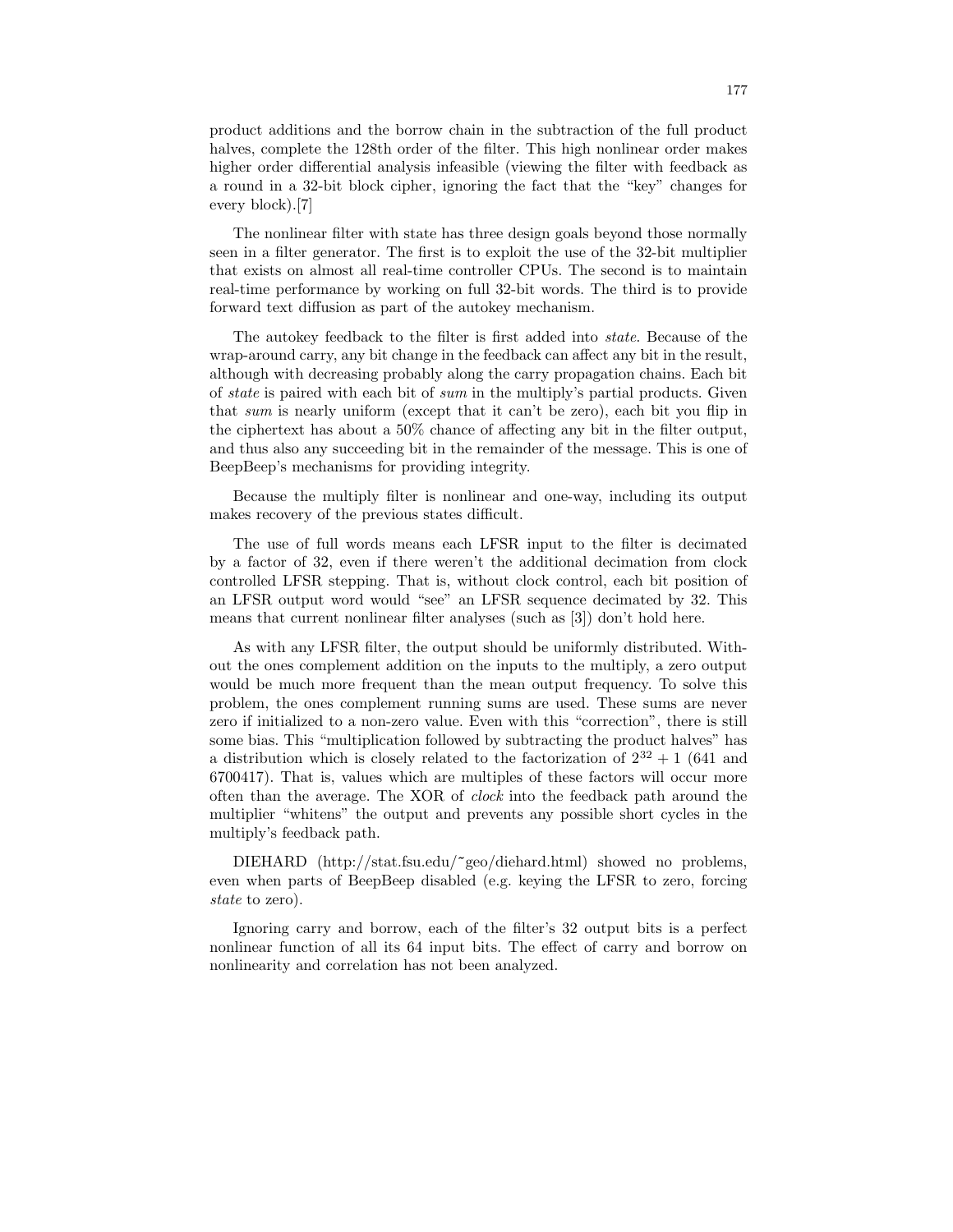product additions and the borrow chain in the subtraction of the full product halves, complete the 128th order of the filter. This high nonlinear order makes higher order differential analysis infeasible (viewing the filter with feedback as a round in a 32-bit block cipher, ignoring the fact that the "key" changes for every block).[7]

The nonlinear filter with state has three design goals beyond those normally seen in a filter generator. The first is to exploit the use of the 32-bit multiplier that exists on almost all real-time controller CPUs. The second is to maintain real-time performance by working on full 32-bit words. The third is to provide forward text diffusion as part of the autokey mechanism.

The autokey feedback to the filter is first added into *state*. Because of the wrap-around carry, any bit change in the feedback can affect any bit in the result, although with decreasing probably along the carry propagation chains. Each bit of *state* is paired with each bit of *sum* in the multiply's partial products. Given that *sum* is nearly uniform (except that it can't be zero), each bit you flip in the ciphertext has about a 50% chance of affecting any bit in the filter output, and thus also any succeeding bit in the remainder of the message. This is one of BeepBeep's mechanisms for providing integrity.

Because the multiply filter is nonlinear and one-way, including its output makes recovery of the previous states difficult.

The use of full words means each LFSR input to the filter is decimated by a factor of 32, even if there weren't the additional decimation from clock controlled LFSR stepping. That is, without clock control, each bit position of an LFSR output word would "see" an LFSR sequence decimated by 32. This means that current nonlinear filter analyses (such as [3]) don't hold here.

As with any LFSR filter, the output should be uniformly distributed. Without the ones complement addition on the inputs to the multiply, a zero output would be much more frequent than the mean output frequency. To solve this problem, the ones complement running sums are used. These sums are never zero if initialized to a non-zero value. Even with this "correction", there is still some bias. This "multiplication followed by subtracting the product halves" has a distribution which is closely related to the factorization of $2^{32}+1$ (641 and 6700417). That is, values which are multiples of these factors will occur more often than the average. The XOR of *clock* into the feedback path around the multiplier "whitens" the output and prevents any possible short cycles in the multiply's feedback path.

DIEHARD (http://stat.fsu.edu/~geo/diehard.html) showed no problems, even when parts of BeepBeep disabled (e.g. keying the LFSR to zero, forcing *state* to zero).

Ignoring carry and borrow, each of the filter's 32 output bits is a perfect nonlinear function of all its 64 input bits. The effect of carry and borrow on nonlinearity and correlation has not been analyzed.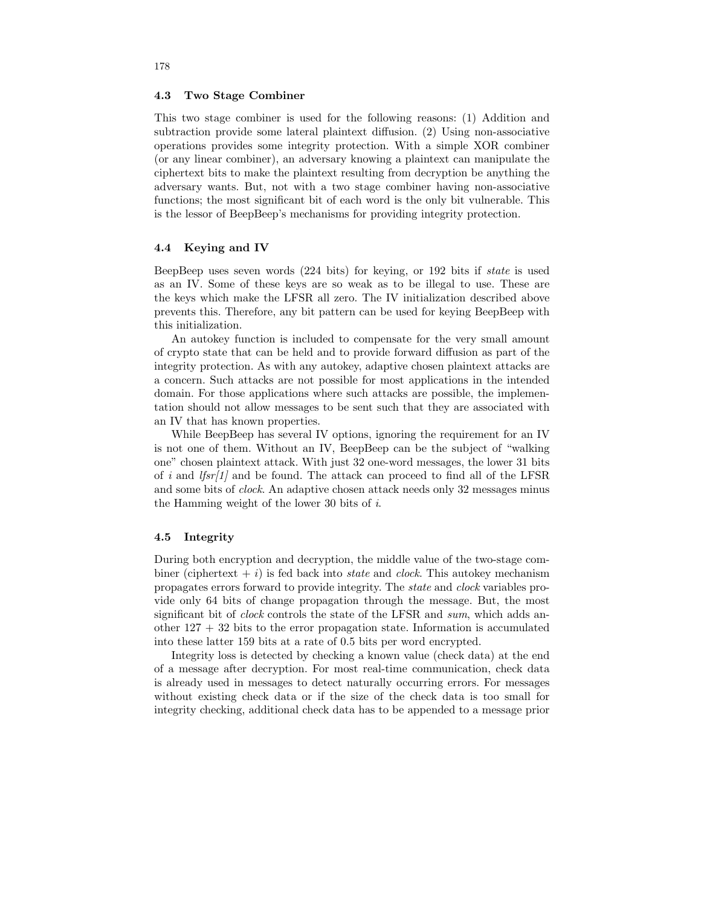### 4.3 Two Stage Combiner

This two stage combiner is used for the following reasons: (1) Addition and subtraction provide some lateral plaintext diffusion. (2) Using non-associative operations provides some integrity protection. With a simple XOR combiner (or any linear combiner), an adversary knowing a plaintext can manipulate the ciphertext bits to make the plaintext resulting from decryption be anything the adversary wants. But, not with a two stage combiner having non-associative functions; the most significant bit of each word is the only bit vulnerable. This is the lessor of BeepBeep's mechanisms for providing integrity protection.

### 4.4 Keying and IV

BeepBeep uses seven words (224 bits) for keying, or 192 bits if *state* is used as an IV. Some of these keys are so weak as to be illegal to use. These are the keys which make the LFSR all zero. The IV initialization described above prevents this. Therefore, any bit pattern can be used for keying BeepBeep with this initialization.

An autokey function is included to compensate for the very small amount of crypto state that can be held and to provide forward diffusion as part of the integrity protection. As with any autokey, adaptive chosen plaintext attacks are a concern. Such attacks are not possible for most applications in the intended domain. For those applications where such attacks are possible, the implementation should not allow messages to be sent such that they are associated with an IV that has known properties.

While BeepBeep has several IV options, ignoring the requirement for an IV is not one of them. Without an IV, BeepBeep can be the subject of "walking one" chosen plaintext attack. With just 32 one-word messages, the lower 31 bits of *i* and *lfsr[1]* and be found. The attack can proceed to find all of the LFSR and some bits of *clock*. An adaptive chosen attack needs only 32 messages minus the Hamming weight of the lower 30 bits of *i*.

### 4.5 Integrity

During both encryption and decryption, the middle value of the two-stage combiner (ciphertext + *i*) is fed back into *state* and *clock*. This autokey mechanism propagates errors forward to provide integrity. The *state* and *clock* variables provide only 64 bits of change propagation through the message. But, the most significant bit of *clock* controls the state of the LFSR and *sum*, which adds another $127 + 32$ bits to the error propagation state. Information is accumulated into these latter 159 bits at a rate of 0.5 bits per word encrypted.

Integrity loss is detected by checking a known value (check data) at the end of a message after decryption. For most real-time communication, check data is already used in messages to detect naturally occurring errors. For messages without existing check data or if the size of the check data is too small for integrity checking, additional check data has to be appended to a message prior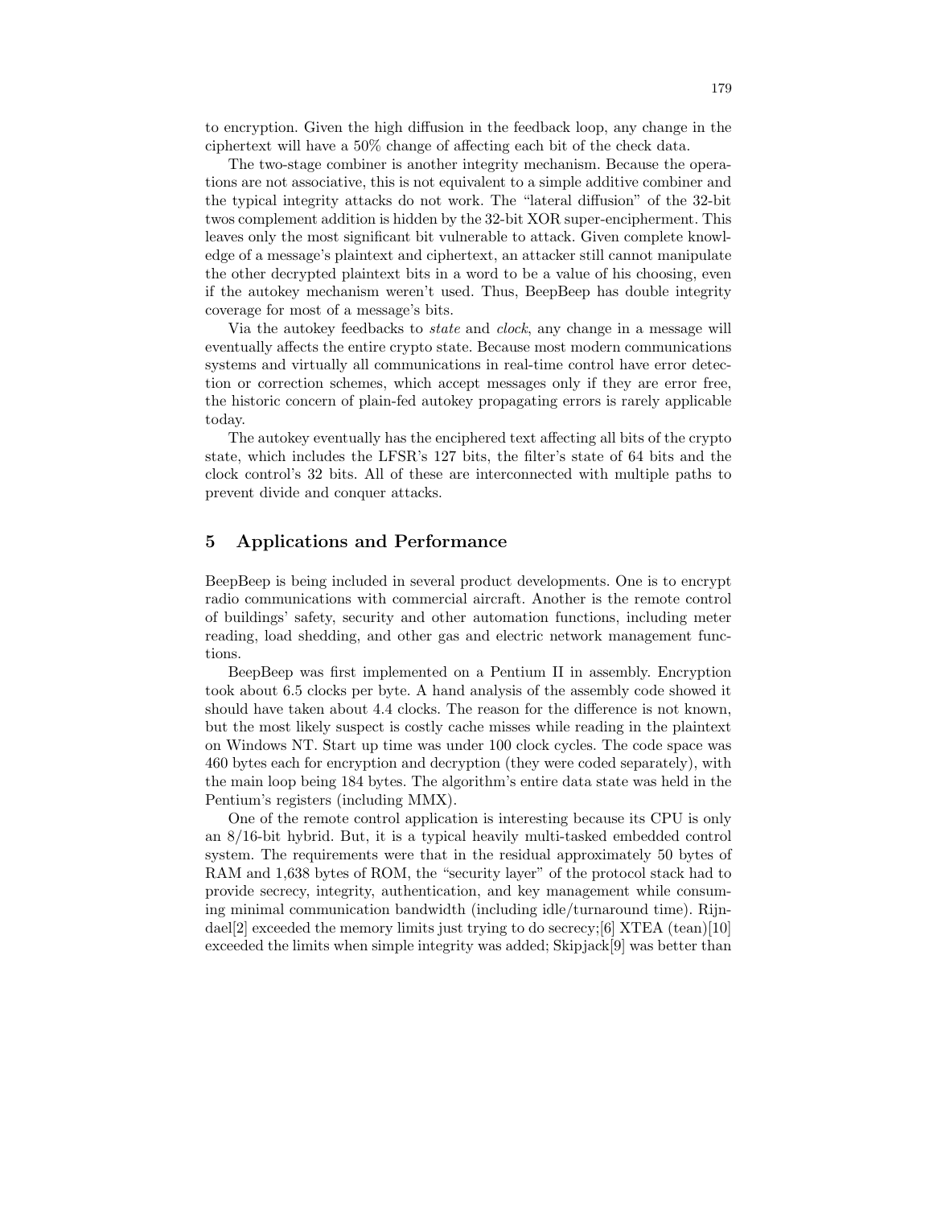to encryption. Given the high diffusion in the feedback loop, any change in the ciphertext will have a 50% change of affecting each bit of the check data.

The two-stage combiner is another integrity mechanism. Because the operations are not associative, this is not equivalent to a simple additive combiner and the typical integrity attacks do not work. The "lateral diffusion" of the 32-bit twos complement addition is hidden by the 32-bit XOR super-encipherment. This leaves only the most significant bit vulnerable to attack. Given complete knowledge of a message's plaintext and ciphertext, an attacker still cannot manipulate the other decrypted plaintext bits in a word to be a value of his choosing, even if the autokey mechanism weren't used. Thus, BeepBeep has double integrity coverage for most of a message's bits.

Via the autokey feedbacks to *state* and *clock*, any change in a message will eventually affects the entire crypto state. Because most modern communications systems and virtually all communications in real-time control have error detection or correction schemes, which accept messages only if they are error free, the historic concern of plain-fed autokey propagating errors is rarely applicable today.

The autokey eventually has the enciphered text affecting all bits of the crypto state, which includes the LFSR's 127 bits, the filter's state of 64 bits and the clock control's 32 bits. All of these are interconnected with multiple paths to prevent divide and conquer attacks.

## 5 Applications and Performance

BeepBeep is being included in several product developments. One is to encrypt radio communications with commercial aircraft. Another is the remote control of buildings' safety, security and other automation functions, including meter reading, load shedding, and other gas and electric network management functions.

BeepBeep was first implemented on a Pentium II in assembly. Encryption took about 6.5 clocks per byte. A hand analysis of the assembly code showed it should have taken about 4.4 clocks. The reason for the difference is not known, but the most likely suspect is costly cache misses while reading in the plaintext on Windows NT. Start up time was under 100 clock cycles. The code space was 460 bytes each for encryption and decryption (they were coded separately), with the main loop being 184 bytes. The algorithm's entire data state was held in the Pentium's registers (including MMX).

One of the remote control application is interesting because its CPU is only an 8/16-bit hybrid. But, it is a typical heavily multi-tasked embedded control system. The requirements were that in the residual approximately 50 bytes of RAM and 1,638 bytes of ROM, the "security layer" of the protocol stack had to provide secrecy, integrity, authentication, and key management while consuming minimal communication bandwidth (including idle/turnaround time). Rijndael[2] exceeded the memory limits just trying to do secrecy;[6] XTEA (tean)[10] exceeded the limits when simple integrity was added; Skipjack[9] was better than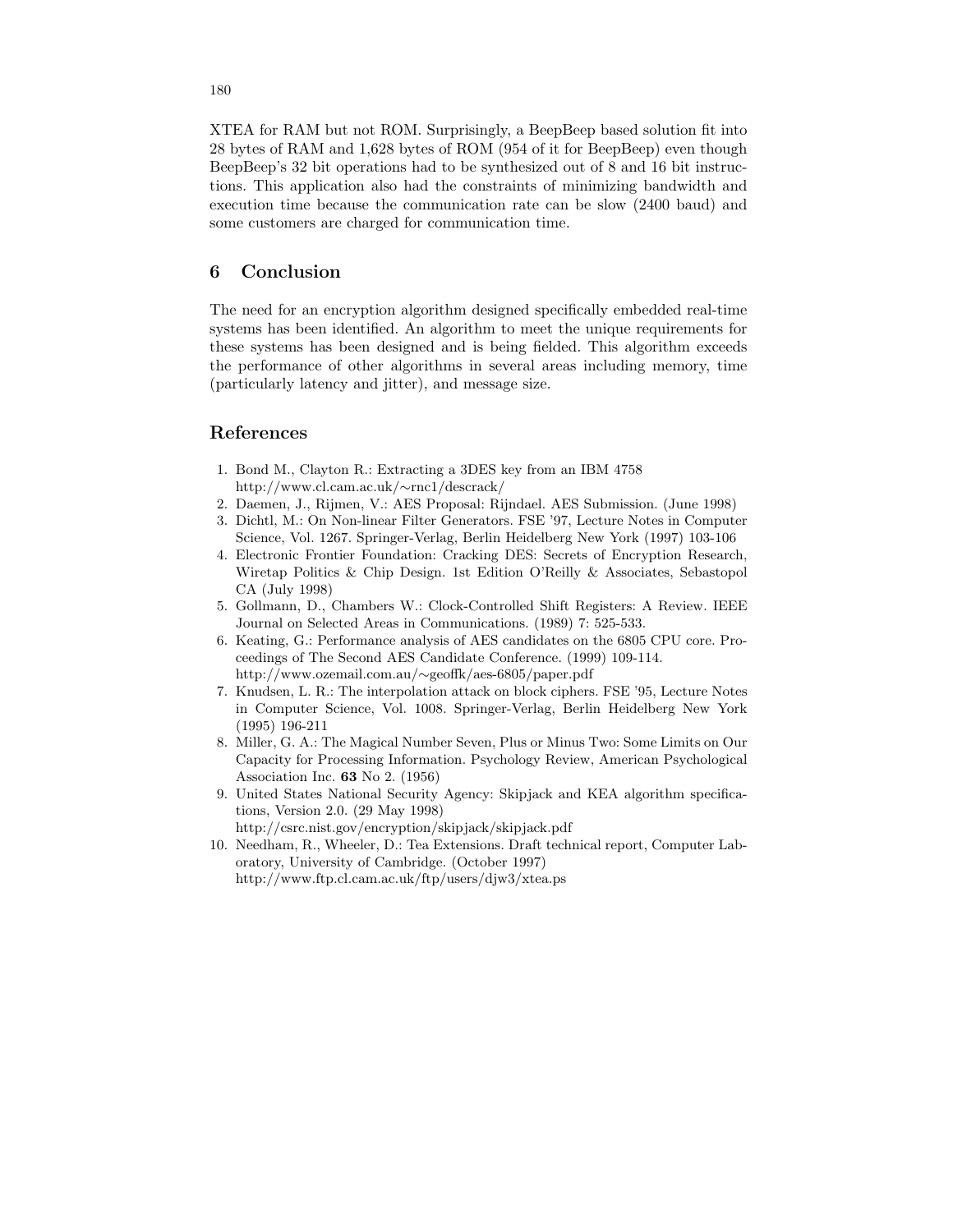XTEA for RAM but not ROM. Surprisingly, a BeepBeep based solution fit into 28 bytes of RAM and 1,628 bytes of ROM (954 of it for BeepBeep) even though BeepBeep's 32 bit operations had to be synthesized out of 8 and 16 bit instructions. This application also had the constraints of minimizing bandwidth and execution time because the communication rate can be slow (2400 baud) and some customers are charged for communication time.

## 6 Conclusion

The need for an encryption algorithm designed specifically embedded real-time systems has been identified. An algorithm to meet the unique requirements for these systems has been designed and is being fielded. This algorithm exceeds the performance of other algorithms in several areas including memory, time (particularly latency and jitter), and message size.

## References

1. Bond M., Clayton R.: Extracting a 3DES key from an IBM 4758 http://www.cl.cam.ac.uk/∼rnc1/descrack/
2. Daemen, J., Rijmen, V.: AES Proposal: Rijndael. AES Submission. (June 1998)
3. Dichtl, M.: On Non-linear Filter Generators. FSE '97, Lecture Notes in Computer Science, Vol. 1267. Springer-Verlag, Berlin Heidelberg New York (1997) 103-106
4. Electronic Frontier Foundation: Cracking DES: Secrets of Encryption Research, Wiretap Politics & Chip Design. 1st Edition O'Reilly & Associates, Sebastopol CA (July 1998)
5. Gollmann, D., Chambers W.: Clock-Controlled Shift Registers: A Review. IEEE Journal on Selected Areas in Communications. (1989) 7: 525-533.
6. Keating, G.: Performance analysis of AES candidates on the 6805 CPU core. Proceedings of The Second AES Candidate Conference. (1999) 109-114. http://www.ozemail.com.au/∼geoffk/aes-6805/paper.pdf
7. Knudsen, L. R.: The interpolation attack on block ciphers. FSE '95, Lecture Notes in Computer Science, Vol. 1008. Springer-Verlag, Berlin Heidelberg New York (1995) 196-211
8. Miller, G. A.: The Magical Number Seven, Plus or Minus Two: Some Limits on Our Capacity for Processing Information. Psychology Review, American Psychological Association Inc. **63** No 2. (1956)
9. United States National Security Agency: Skipjack and KEA algorithm specifications, Version 2.0. (29 May 1998) http://csrc.nist.gov/encryption/skipjack/skipjack.pdf
10. Needham, R., Wheeler, D.: Tea Extensions. Draft technical report, Computer Laboratory, University of Cambridge. (October 1997) http://www.ftp.cl.cam.ac.uk/ftp/users/djw3/xtea.ps